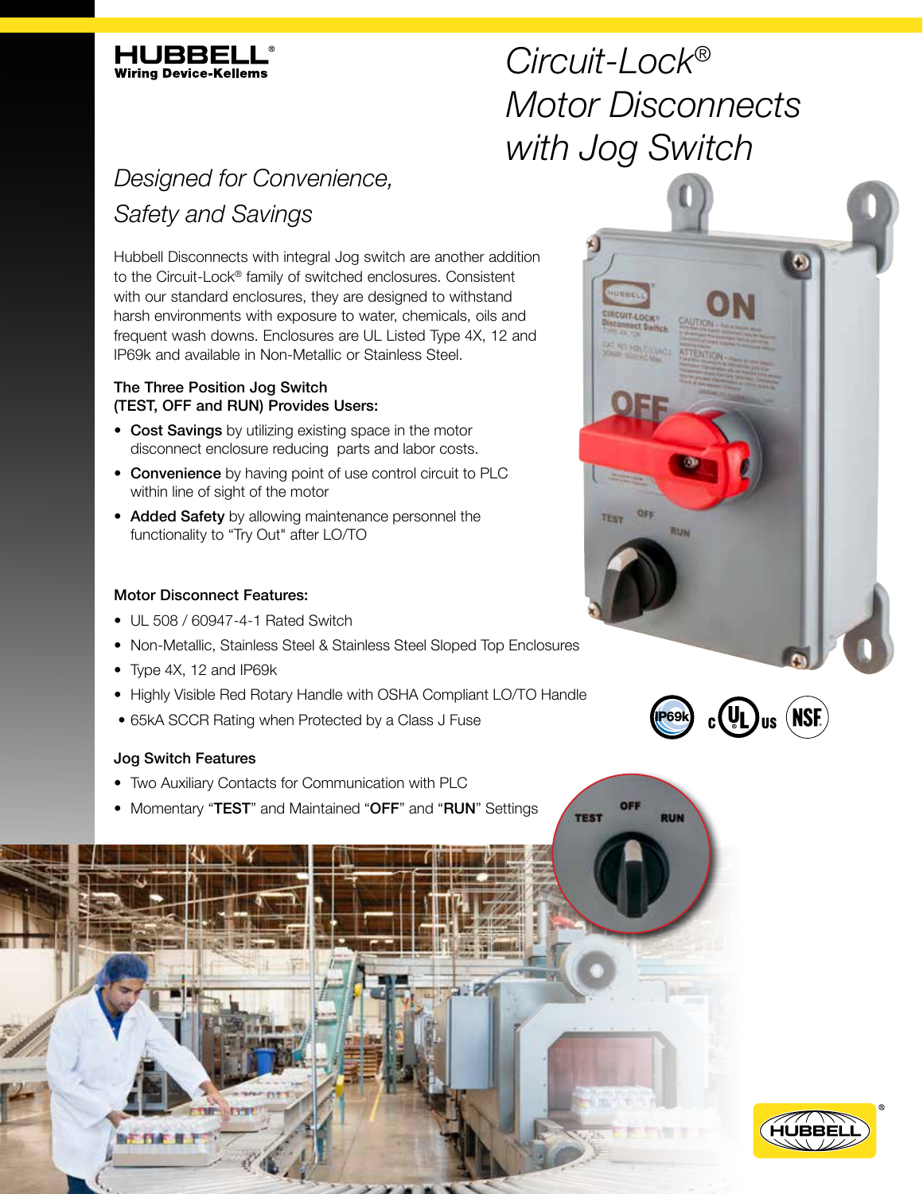**HUBBELL®**
**Wiring Device-Kellems**

# *Circuit-Lock® Motor Disconnects with Jog Switch*

## *Designed for Convenience, Safety and Savings*

Hubbell Disconnects with integral Jog switch are another addition to the Circuit-Lock® family of switched enclosures. Consistent with our standard enclosures, they are designed to withstand harsh environments with exposure to water, chemicals, oils and frequent wash downs. Enclosures are UL Listed Type 4X, 12 and IP69k and available in Non-Metallic or Stainless Steel.

### The Three Position Jog Switch (TEST, OFF and RUN) Provides Users:

- **Cost Savings** by utilizing existing space in the motor disconnect enclosure reducing parts and labor costs.
- **Convenience** by having point of use control circuit to PLC within line of sight of the motor
- **Added Safety** by allowing maintenance personnel the functionality to "Try Out" after LO/TO

### Motor Disconnect Features:

- UL 508 / 60947-4-1 Rated Switch
- Non-Metallic, Stainless Steel & Stainless Steel Sloped Top Enclosures
- Type 4X, 12 and IP69k
- Highly Visible Red Rotary Handle with OSHA Compliant LO/TO Handle
- 65kA SCCR Rating when Protected by a Class J Fuse

### Jog Switch Features

- Two Auxiliary Contacts for Communication with PLC
- Momentary "**TEST**" and Maintained "**OFF**" and "**RUN**" Settings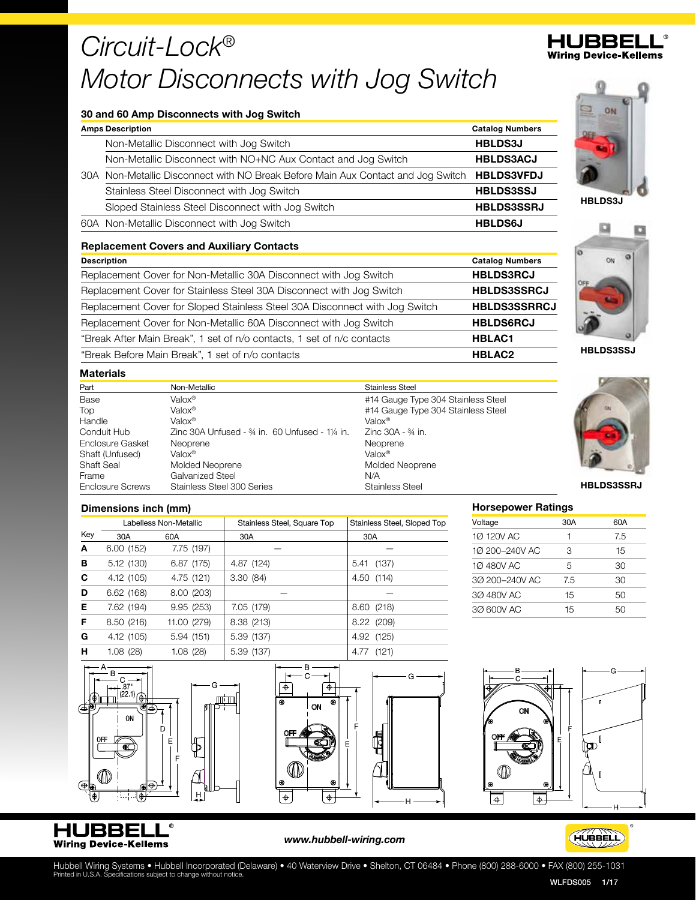# Circuit-Lock® Motor Disconnects with Jog Switch

HUBBELL®
Wiring Device-Kellems

## 30 and 60 Amp Disconnects with Jog Switch

| Amps | Description | Catalog Numbers |
|---|---|---|
| 30A | Non-Metallic Disconnect with Jog Switch | **HBLDS3J** |
| | Non-Metallic Disconnect with NO+NC Aux Contact and Jog Switch | **HBLDS3ACJ** |
| | Non-Metallic Disconnect with NO Break Before Main Aux Contact and Jog Switch | **HBLDS3VFDJ** |
| | Stainless Steel Disconnect with Jog Switch | **HBLDS3SSJ** |
| | Sloped Stainless Steel Disconnect with Jog Switch | **HBLDS3SSRJ** |
| 60A | Non-Metallic Disconnect with Jog Switch | **HBLDS6J** |

HBLDS3J

HBLDS3SSJ

HBLDS3SSRJ

## Replacement Covers and Auxiliary Contacts

| Description | Catalog Numbers |
|---|---|
| Replacement Cover for Non-Metallic 30A Disconnect with Jog Switch | **HBLDS3RCJ** |
| Replacement Cover for Stainless Steel 30A Disconnect with Jog Switch | **HBLDS3SSRCJ** |
| Replacement Cover for Sloped Stainless Steel 30A Disconnect with Jog Switch | **HBLDS3SSRRCJ** |
| Replacement Cover for Non-Metallic 60A Disconnect with Jog Switch | **HBLDS6RCJ** |
| "Break After Main Break", 1 set of n/o contacts, 1 set of n/c contacts | **HBLAC1** |
| "Break Before Main Break", 1 set of n/o contacts | **HBLAC2** |

## Materials

| Part | Non-Metallic | Stainless Steel |
|---|---|---|
| Base | Valox® | #14 Gauge Type 304 Stainless Steel |
| Top | Valox® | #14 Gauge Type 304 Stainless Steel |
| Handle | Valox® | Valox® |
| Conduit Hub | Zinc 30A Unfused - ¾ in. 60 Unfused - 1¼ in. | Zinc 30A - ¾ in. |
| Enclosure Gasket | Neoprene | Neoprene |
| Shaft (Unfused) | Valox® | Valox® |
| Shaft Seal | Molded Neoprene | Molded Neoprene |
| Frame | Galvanized Steel | N/A |
| Enclosure Screws | Stainless Steel 300 Series | Stainless Steel |

## Dimensions inch (mm)

| | Labelless Non-Metallic | | Stainless Steel, Square Top | Stainless Steel, Sloped Top |
|---|---|---|---|---|
| Key | 30A | 60A | 30A | 30A |
| **A** | 6.00 (152) | 7.75 (197) | – | – |
| **B** | 5.12 (130) | 6.87 (175) | 4.87 (124) | 5.41 (137) |
| **C** | 4.12 (105) | 4.75 (121) | 3.30 (84) | 4.50 (114) |
| **D** | 6.62 (168) | 8.00 (203) | – | – |
| **E** | 7.62 (194) | 9.95 (253) | 7.05 (179) | 8.60 (218) |
| **F** | 8.50 (216) | 11.00 (279) | 8.38 (213) | 8.22 (209) |
| **G** | 4.12 (105) | 5.94 (151) | 5.39 (137) | 4.92 (125) |
| **H** | 1.08 (28) | 1.08 (28) | 5.39 (137) | 4.77 (121) |

## Horsepower Ratings

| Voltage | 30A | 60A |
|---|---|---|
| 1Ø 120V AC | 1 | 7.5 |
| 1Ø 200–240V AC | 3 | 15 |
| 1Ø 480V AC | 5 | 30 |
| 3Ø 200–240V AC | 7.5 | 30 |
| 3Ø 480V AC | 15 | 50 |
| 3Ø 600V AC | 15 | 50 |

A
B
C
.87"
(22.1)
ON
OFF
D
E
F
G
H

B
C
ON
OFF
F
E
G
H

B
C
ON
OFF
F
E
G
H

HUBBELL®
Wiring Device-Kellems

*www.hubbell-wiring.com*

Hubbell Wiring Systems • Hubbell Incorporated (Delaware) • 40 Waterview Drive • Shelton, CT 06484 • Phone (800) 288-6000 • FAX (800) 255-1031
Printed in U.S.A. Specifications subject to change without notice.

WLFDS005 1/17